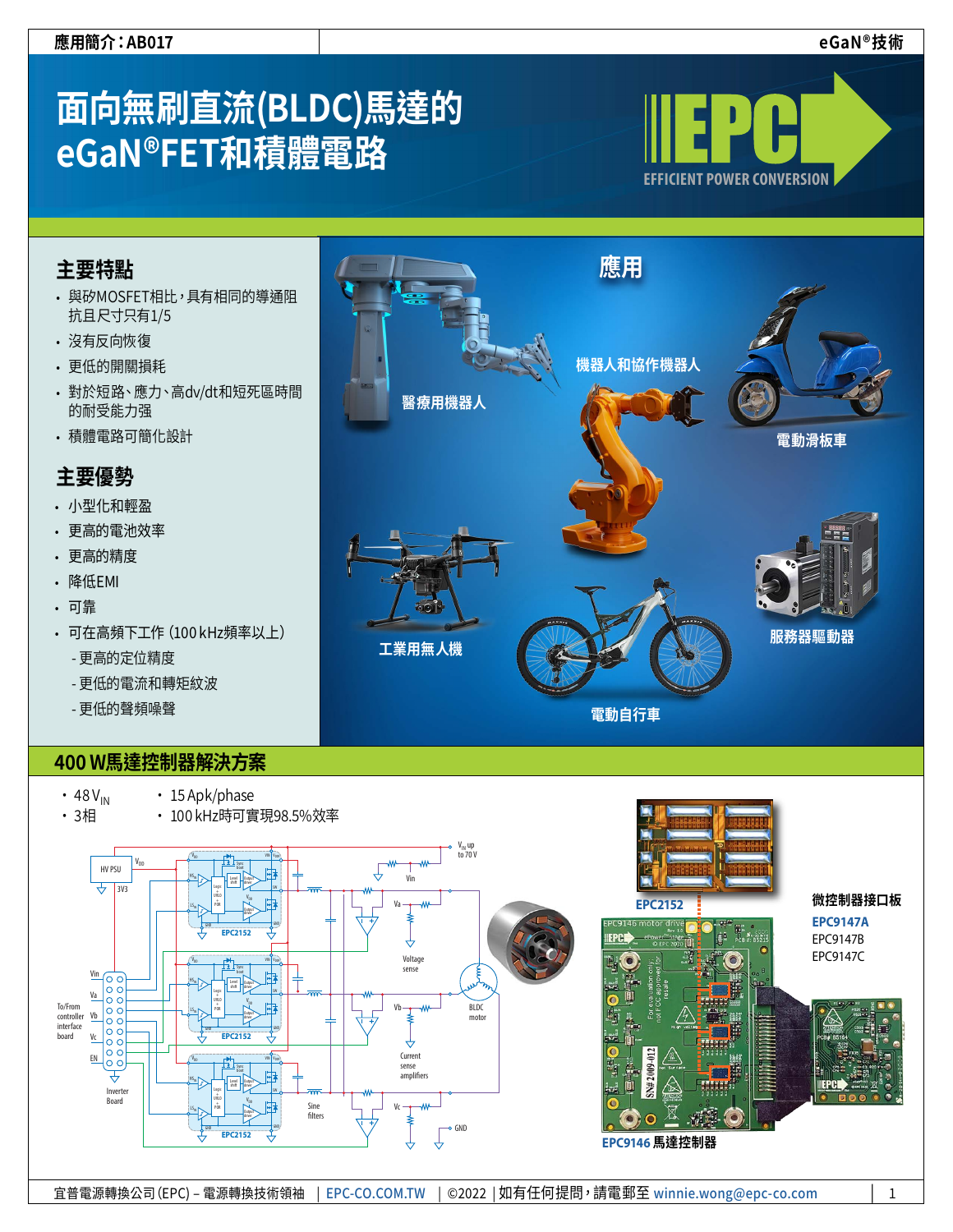# 面向無刷直流(BLDC)馬達的eGaN®FET和積體電路

## 主要特點

- 與矽MOSFET相比，具有相同的導通阻抗且尺寸只有1/5
- 沒有反向恢復
- 更低的開關損耗
- 對於短路、應力、高dv/dt和短死區時間的耐受能力強
- 積體電路可簡化設計

## 主要優勢

- 小型化和輕盈
- 更高的電池效率
- 更高的精度
- 降低EMI
- 可靠
- 可在高頻下工作 (100 kHz頻率以上)
  - 更高的定位精度
  - 更低的電流和轉矩紋波
  - 更低的聲頻噪聲

## 應用

醫療用機器人

機器人和協作機器人

電動滑板車

工業用無人機

電動自行車

服務器驅動器

## 400 W馬達控制器解決方案

- 48 $V_{IN}$
- 3相
- 15 Apk/phase
- 100 kHz時可實現98.5%效率

EPC2152

微控制器接口板

**EPC9147A**

EPC9147B

EPC9147C

**EPC9146** 馬達控制器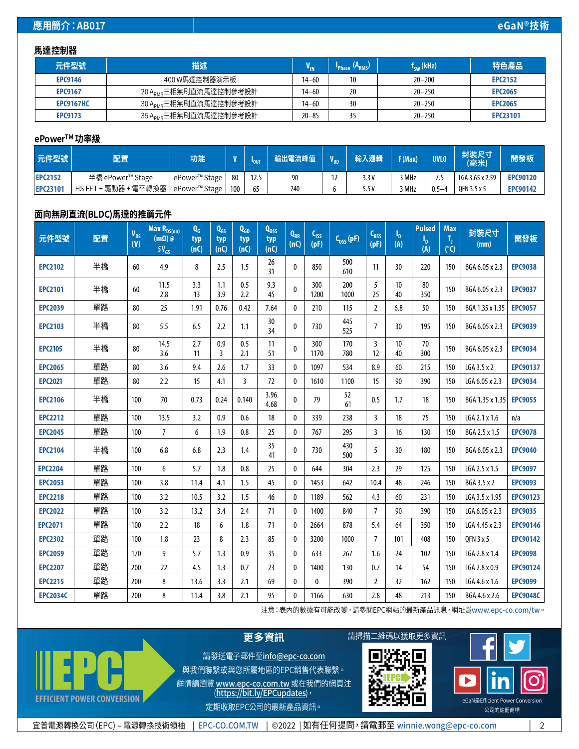## 馬達控制器

| 元件型號 | 描述 | $V_{IN}$ | $I_{Phase}$ ($A_{RMS}$) | $f_{SW}$ (kHz) | 特色產品 |
|---|---|---|---|---|---|
| **EPC9146** | 400 W馬達控制器演示板 | 14–60 | 10 | 20–200 | **EPC2152** |
| **EPC9167** | 20 $A_{RMS}$三相無刷直流馬達控制參考設計 | 14–60 | 20 | 20–250 | **EPC2065** |
| **EPC9167HC** | 30 $A_{RMS}$三相無刷直流馬達控制參考設計 | 14–60 | 30 | 20–250 | **EPC2065** |
| **EPC9173** | 35 $A_{RMS}$三相無刷直流馬達控制參考設計 | 20–85 | 35 | 20–250 | **EPC23101** |

## ePower™ 功率級

| 元件型號 | 配置 | 功能 | V | $I_{OUT}$ | 輸出電流峰值 | $V_{DD}$ | 輸入邏輯 | F (Max) | UVLO | 封裝尺寸 (毫米) | 開發板 |
|---|---|---|---|---|---|---|---|---|---|---|---|
| **EPC2152** | 半橋 ePower™ Stage | ePower™ Stage | 80 | 12.5 | 90 | 12 | 3.3 V | 3 MHz | 7.5 | LGA 3.65 x 2.59 | **EPC90120** |
| **EPC23101** | HS FET + 驅動器 + 電平轉換器 | ePower™ Stage | 100 | 65 | 240 | 6 | 5.5 V | 3 MHz | 0.5–4 | QFN 3.5 x 5 | **EPC90142** |

## 面向無刷直流(BLDC)馬達的推薦元件

| 元件型號 | 配置 | $V_{DS}$ (V) | Max $R_{DS(on)}$ (mΩ) @ 5 $V_{GS}$ | $Q_G$ typ (nC) | $Q_{GS}$ typ (nC) | $Q_{GD}$ typ (nC) | $Q_{OSS}$ typ (nC) | $Q_{RR}$ (nC) | $C_{ISS}$ (pF) | $C_{OSS}$ (pF) | $C_{RSS}$ (pF) | $I_D$ (A) | Pulsed $I_D$ (A) | Max $T_J$ (°C) | 封裝尺寸 (mm) | 開發板 |
|---|---|---|---|---|---|---|---|---|---|---|---|---|---|---|---|---|
| **EPC2102** | 半橋 | 60 | 4.9 | 8 | 2.5 | 1.5 | 26 31 | 0 | 850 | 500 610 | 11 | 30 | 220 | 150 | BGA 6.05 x 2.3 | **EPC9038** |
| **EPC2101** | 半橋 | 60 | 11.5 2.8 | 3.3 13 | 1.1 3.9 | 0.5 2.2 | 9.3 45 | 0 | 300 1200 | 200 1000 | 5 25 | 10 40 | 80 350 | 150 | BGA 6.05 x 2.3 | **EPC9037** |
| **EPC2039** | 單路 | 80 | 25 | 1.91 | 0.76 | 0.42 | 7.64 | 0 | 210 | 115 | 2 | 6.8 | 50 | 150 | BGA 1.35 x 1.35 | **EPC9057** |
| **EPC2103** | 半橋 | 80 | 5.5 | 6.5 | 2.2 | 1.1 | 30 34 | 0 | 730 | 445 525 | 7 | 30 | 195 | 150 | BGA 6.05 x 2.3 | **EPC9039** |
| **EPC2105** | 半橋 | 80 | 14.5 3.6 | 2.7 11 | 0.9 3 | 0.5 2.1 | 11 51 | 0 | 300 1170 | 170 780 | 3 12 | 10 40 | 70 300 | 150 | BGA 6.05 x 2.3 | **EPC9034** |
| **EPC2065** | 單路 | 80 | 3.6 | 9.4 | 2.6 | 1.7 | 33 | 0 | 1097 | 534 | 8.9 | 60 | 215 | 150 | LGA 3.5 x 2 | **EPC90137** |
| **EPC2021** | 單路 | 80 | 2.2 | 15 | 4.1 | 3 | 72 | 0 | 1610 | 1100 | 15 | 90 | 390 | 150 | LGA 6.05 x 2.3 | **EPC9034** |
| **EPC2106** | 半橋 | 100 | 70 | 0.73 | 0.24 | 0.140 | 3.96 4.68 | 0 | 79 | 52 61 | 0.5 | 1.7 | 18 | 150 | BGA 1.35 x 1.35 | **EPC9055** |
| **EPC2212** | 單路 | 100 | 13.5 | 3.2 | 0.9 | 0.6 | 18 | 0 | 339 | 238 | 3 | 18 | 75 | 150 | LGA 2.1 x 1.6 | n/a |
| **EPC2045** | 單路 | 100 | 7 | 6 | 1.9 | 0.8 | 25 | 0 | 767 | 295 | 3 | 16 | 130 | 150 | BGA 2.5 x 1.5 | **EPC9078** |
| **EPC2104** | 半橋 | 100 | 6.8 | 6.8 | 2.3 | 1.4 | 35 41 | 0 | 730 | 430 500 | 5 | 30 | 180 | 150 | BGA 6.05 x 2.3 | **EPC9040** |
| **EPC2204** | 單路 | 100 | 6 | 5.7 | 1.8 | 0.8 | 25 | 0 | 644 | 304 | 2.3 | 29 | 125 | 150 | LGA 2.5 x 1.5 | **EPC9097** |
| **EPC2053** | 單路 | 100 | 3.8 | 11.4 | 4.1 | 1.5 | 45 | 0 | 1453 | 642 | 10.4 | 48 | 246 | 150 | BGA 3.5 x 2 | **EPC9093** |
| **EPC2218** | 單路 | 100 | 3.2 | 10.5 | 3.2 | 1.5 | 46 | 0 | 1189 | 562 | 4.3 | 60 | 231 | 150 | LGA 3.5 x 1.95 | **EPC90123** |
| **EPC2022** | 單路 | 100 | 3.2 | 13.2 | 3.4 | 2.4 | 71 | 0 | 1400 | 840 | 7 | 90 | 390 | 150 | LGA 6.05 x 2.3 | **EPC9035** |
| **EPC2071** | 單路 | 100 | 2.2 | 18 | 6 | 1.8 | 71 | 0 | 2664 | 878 | 5.4 | 64 | 350 | 150 | LGA 4.45 x 2.3 | **EPC90146** |
| **EPC2302** | 單路 | 100 | 1.8 | 23 | 8 | 2.3 | 85 | 0 | 3200 | 1000 | 7 | 101 | 408 | 150 | QFN 3 x 5 | **EPC90142** |
| **EPC2059** | 單路 | 170 | 9 | 5.7 | 1.3 | 0.9 | 35 | 0 | 633 | 267 | 1.6 | 24 | 102 | 150 | LGA 2.8 x 1.4 | **EPC9098** |
| **EPC2207** | 單路 | 200 | 22 | 4.5 | 1.3 | 0.7 | 23 | 0 | 1400 | 130 | 0.7 | 14 | 54 | 150 | LGA 2.8 x 0.9 | **EPC90124** |
| **EPC2215** | 單路 | 200 | 8 | 13.6 | 3.3 | 2.1 | 69 | 0 | 0 | 390 | 2 | 32 | 162 | 150 | LGA 4.6 x 1.6 | **EPC9099** |
| **EPC2034C** | 單路 | 200 | 8 | 11.4 | 3.8 | 2.1 | 95 | 0 | 1166 | 630 | 2.8 | 48 | 213 | 150 | BGA 4.6 x 2.6 | **EPC9048C** |

注意：表內的數據有可能改變，請參閱EPC網站的最新產品訊息，網址為www.epc-co.com/tw。

### 更多資訊

請發送電子郵件至info@epc-co.com
與我們聯繫或與您所屬地區的EPC銷售代表聯繫。
詳情請瀏覽 www.epc-co.com.tw 或在我們的網頁注 (https://bit.ly/EPCupdates)，
定期收取EPC公司的最新產品資訊。

請掃描二維碼以獲取更多資訊

EFFICIENT POWER CONVERSION

eGaN是Efficient Power Conversion公司的註冊商標

宜普電源轉換公司 (EPC) – 電源轉換技術領袖 | EPC-CO.COM.TW | ©2022 | 如有任何提問，請電郵至 winnie.wong@epc-co.com